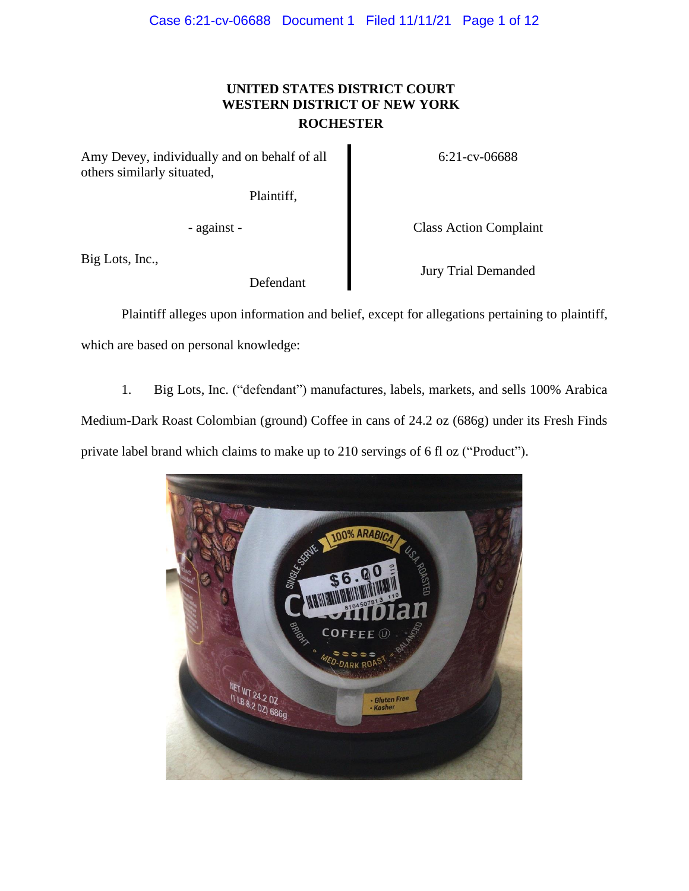**UNITED STATES DISTRICT COURT**
**WESTERN DISTRICT OF NEW YORK**
**ROCHESTER**

| | |
|---|---|
| Amy Devey, individually and on behalf of all others similarly situated, Plaintiff, | 6:21-cv-06688 |
| - against - | Class Action Complaint |
| Big Lots, Inc., Defendant | Jury Trial Demanded |

Plaintiff alleges upon information and belief, except for allegations pertaining to plaintiff, which are based on personal knowledge:

1. Big Lots, Inc. ("defendant") manufactures, labels, markets, and sells 100% Arabica Medium-Dark Roast Colombian (ground) Coffee in cans of 24.2 oz (686g) under its Fresh Finds private label brand which claims to make up to 210 servings of 6 fl oz ("Product").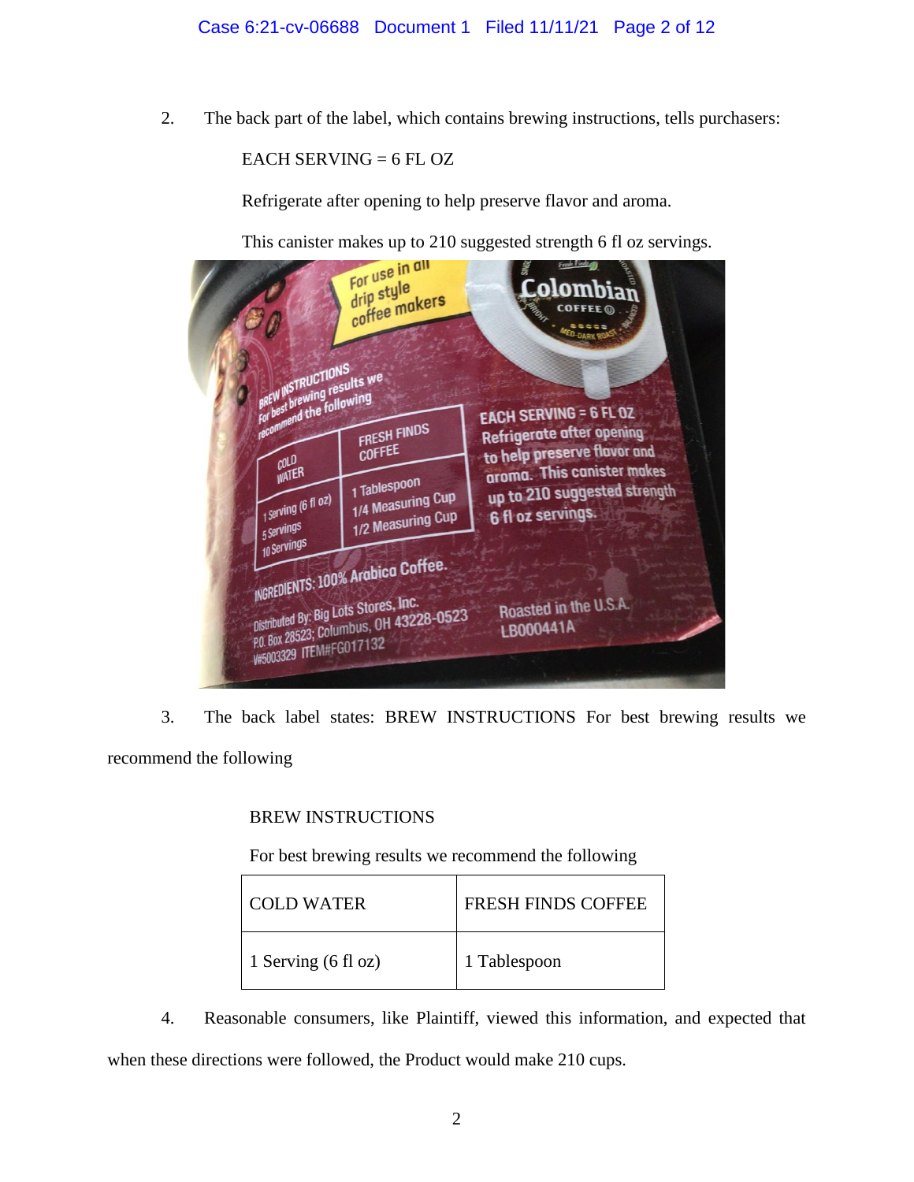2. The back part of the label, which contains brewing instructions, tells purchasers:

EACH SERVING = 6 FL OZ

Refrigerate after opening to help preserve flavor and aroma.

This canister makes up to 210 suggested strength 6 fl oz servings.

3. The back label states: BREW INSTRUCTIONS For best brewing results we recommend the following

BREW INSTRUCTIONS

For best brewing results we recommend the following

| COLD WATER | FRESH FINDS COFFEE |
|---|---|
| 1 Serving (6 fl oz) | 1 Tablespoon |

4. Reasonable consumers, like Plaintiff, viewed this information, and expected that when these directions were followed, the Product would make 210 cups.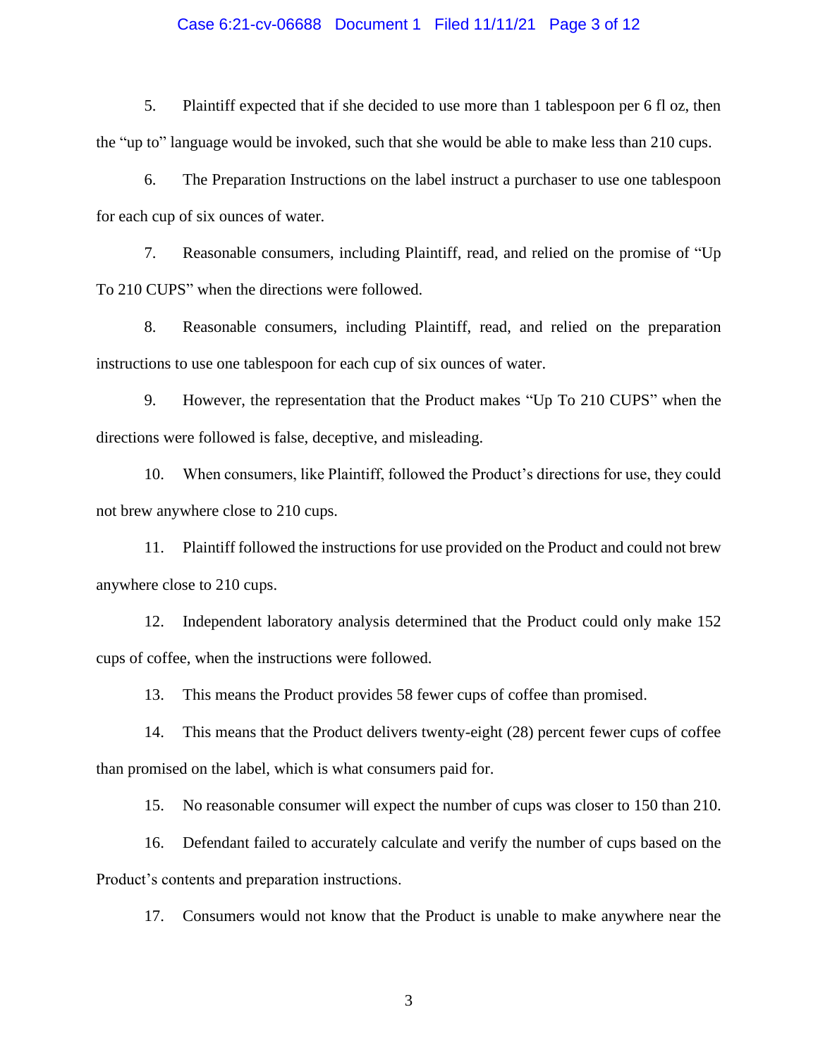5. Plaintiff expected that if she decided to use more than 1 tablespoon per 6 fl oz, then the "up to" language would be invoked, such that she would be able to make less than 210 cups.

6. The Preparation Instructions on the label instruct a purchaser to use one tablespoon for each cup of six ounces of water.

7. Reasonable consumers, including Plaintiff, read, and relied on the promise of "Up To 210 CUPS" when the directions were followed.

8. Reasonable consumers, including Plaintiff, read, and relied on the preparation instructions to use one tablespoon for each cup of six ounces of water.

9. However, the representation that the Product makes "Up To 210 CUPS" when the directions were followed is false, deceptive, and misleading.

10. When consumers, like Plaintiff, followed the Product's directions for use, they could not brew anywhere close to 210 cups.

11. Plaintiff followed the instructions for use provided on the Product and could not brew anywhere close to 210 cups.

12. Independent laboratory analysis determined that the Product could only make 152 cups of coffee, when the instructions were followed.

13. This means the Product provides 58 fewer cups of coffee than promised.

14. This means that the Product delivers twenty-eight (28) percent fewer cups of coffee than promised on the label, which is what consumers paid for.

15. No reasonable consumer will expect the number of cups was closer to 150 than 210.

16. Defendant failed to accurately calculate and verify the number of cups based on the Product's contents and preparation instructions.

17. Consumers would not know that the Product is unable to make anywhere near the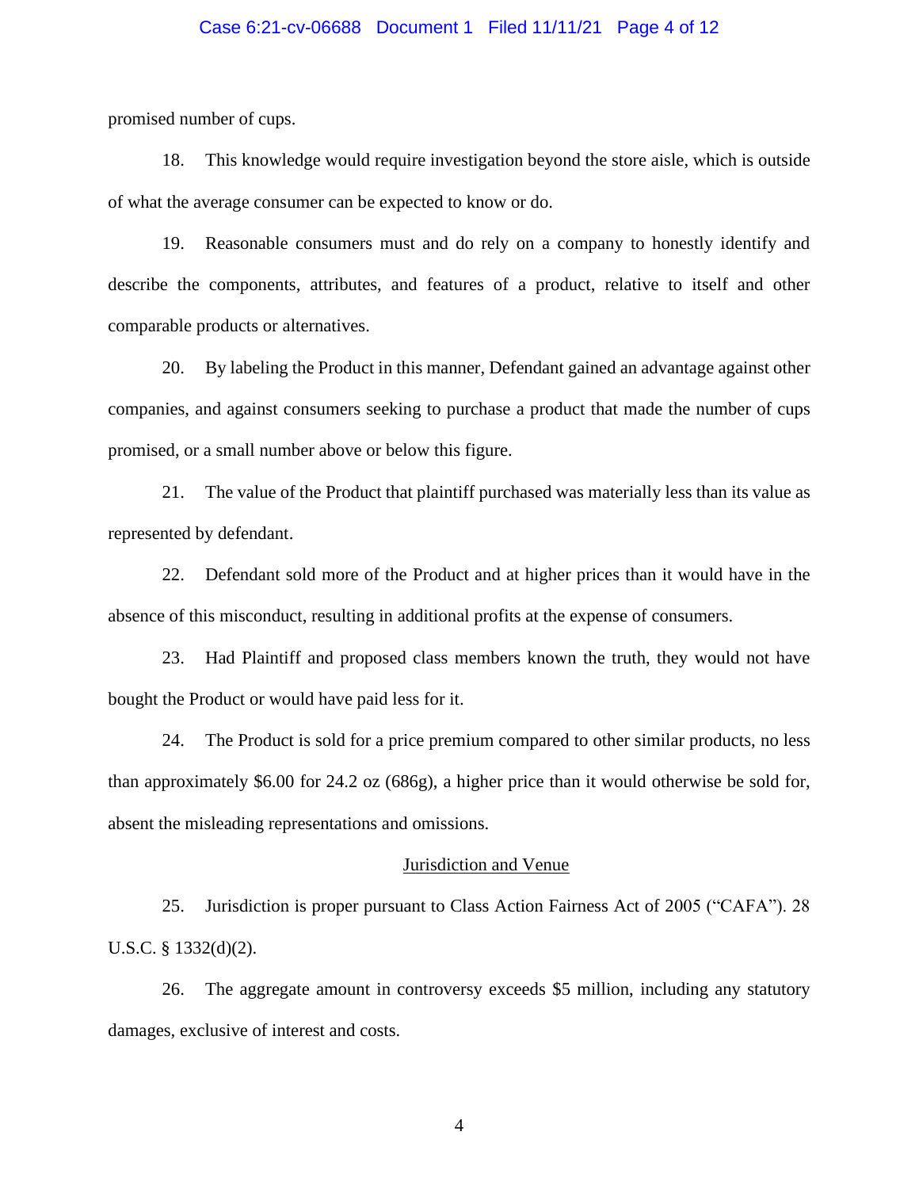promised number of cups.

18. This knowledge would require investigation beyond the store aisle, which is outside of what the average consumer can be expected to know or do.

19. Reasonable consumers must and do rely on a company to honestly identify and describe the components, attributes, and features of a product, relative to itself and other comparable products or alternatives.

20. By labeling the Product in this manner, Defendant gained an advantage against other companies, and against consumers seeking to purchase a product that made the number of cups promised, or a small number above or below this figure.

21. The value of the Product that plaintiff purchased was materially less than its value as represented by defendant.

22. Defendant sold more of the Product and at higher prices than it would have in the absence of this misconduct, resulting in additional profits at the expense of consumers.

23. Had Plaintiff and proposed class members known the truth, they would not have bought the Product or would have paid less for it.

24. The Product is sold for a price premium compared to other similar products, no less than approximately $6.00 for 24.2 oz (686g), a higher price than it would otherwise be sold for, absent the misleading representations and omissions.

## Jurisdiction and Venue

25. Jurisdiction is proper pursuant to Class Action Fairness Act of 2005 ("CAFA"). 28 U.S.C. § 1332(d)(2).

26. The aggregate amount in controversy exceeds $5 million, including any statutory damages, exclusive of interest and costs.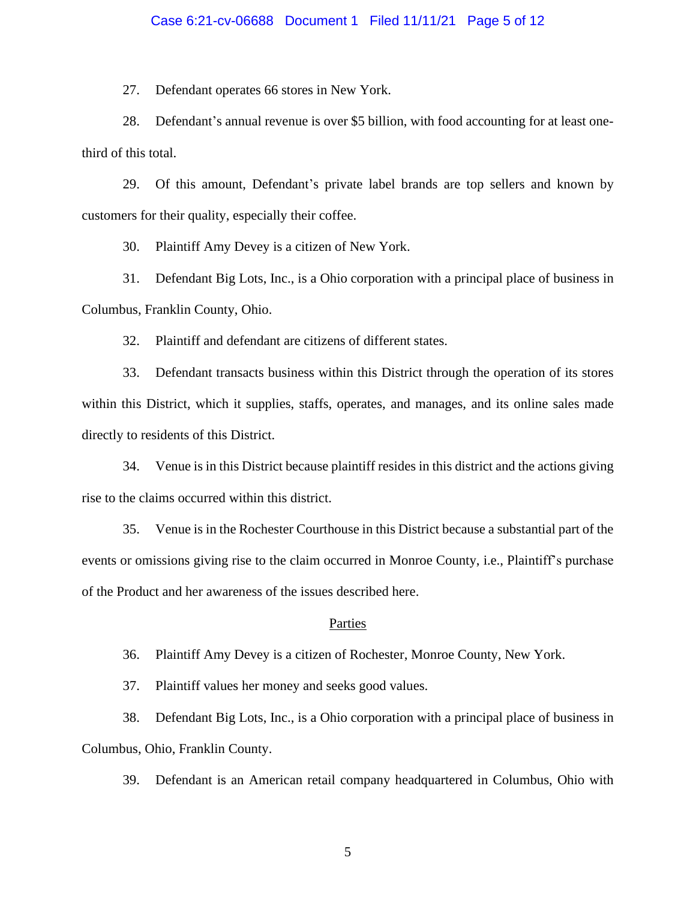27. Defendant operates 66 stores in New York.

28. Defendant's annual revenue is over $5 billion, with food accounting for at least one-third of this total.

29. Of this amount, Defendant's private label brands are top sellers and known by customers for their quality, especially their coffee.

30. Plaintiff Amy Devey is a citizen of New York.

31. Defendant Big Lots, Inc., is a Ohio corporation with a principal place of business in Columbus, Franklin County, Ohio.

32. Plaintiff and defendant are citizens of different states.

33. Defendant transacts business within this District through the operation of its stores within this District, which it supplies, staffs, operates, and manages, and its online sales made directly to residents of this District.

34. Venue is in this District because plaintiff resides in this district and the actions giving rise to the claims occurred within this district.

35. Venue is in the Rochester Courthouse in this District because a substantial part of the events or omissions giving rise to the claim occurred in Monroe County, i.e., Plaintiff's purchase of the Product and her awareness of the issues described here.

## Parties

36. Plaintiff Amy Devey is a citizen of Rochester, Monroe County, New York.

37. Plaintiff values her money and seeks good values.

38. Defendant Big Lots, Inc., is a Ohio corporation with a principal place of business in Columbus, Ohio, Franklin County.

39. Defendant is an American retail company headquartered in Columbus, Ohio with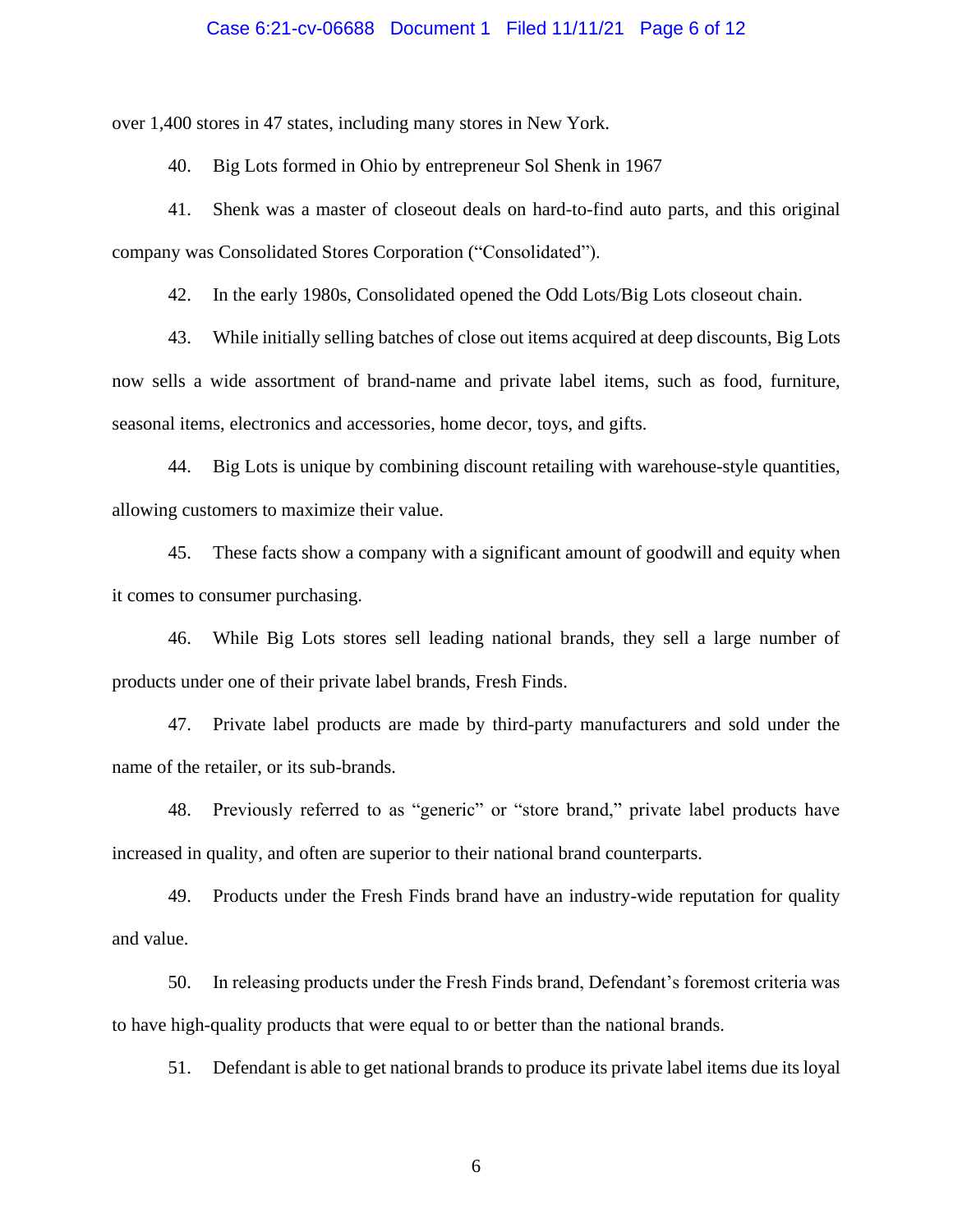over 1,400 stores in 47 states, including many stores in New York.

40. Big Lots formed in Ohio by entrepreneur Sol Shenk in 1967

41. Shenk was a master of closeout deals on hard-to-find auto parts, and this original company was Consolidated Stores Corporation ("Consolidated").

42. In the early 1980s, Consolidated opened the Odd Lots/Big Lots closeout chain.

43. While initially selling batches of close out items acquired at deep discounts, Big Lots now sells a wide assortment of brand-name and private label items, such as food, furniture, seasonal items, electronics and accessories, home decor, toys, and gifts.

44. Big Lots is unique by combining discount retailing with warehouse-style quantities, allowing customers to maximize their value.

45. These facts show a company with a significant amount of goodwill and equity when it comes to consumer purchasing.

46. While Big Lots stores sell leading national brands, they sell a large number of products under one of their private label brands, Fresh Finds.

47. Private label products are made by third-party manufacturers and sold under the name of the retailer, or its sub-brands.

48. Previously referred to as "generic" or "store brand," private label products have increased in quality, and often are superior to their national brand counterparts.

49. Products under the Fresh Finds brand have an industry-wide reputation for quality and value.

50. In releasing products under the Fresh Finds brand, Defendant's foremost criteria was to have high-quality products that were equal to or better than the national brands.

51. Defendant is able to get national brands to produce its private label items due its loyal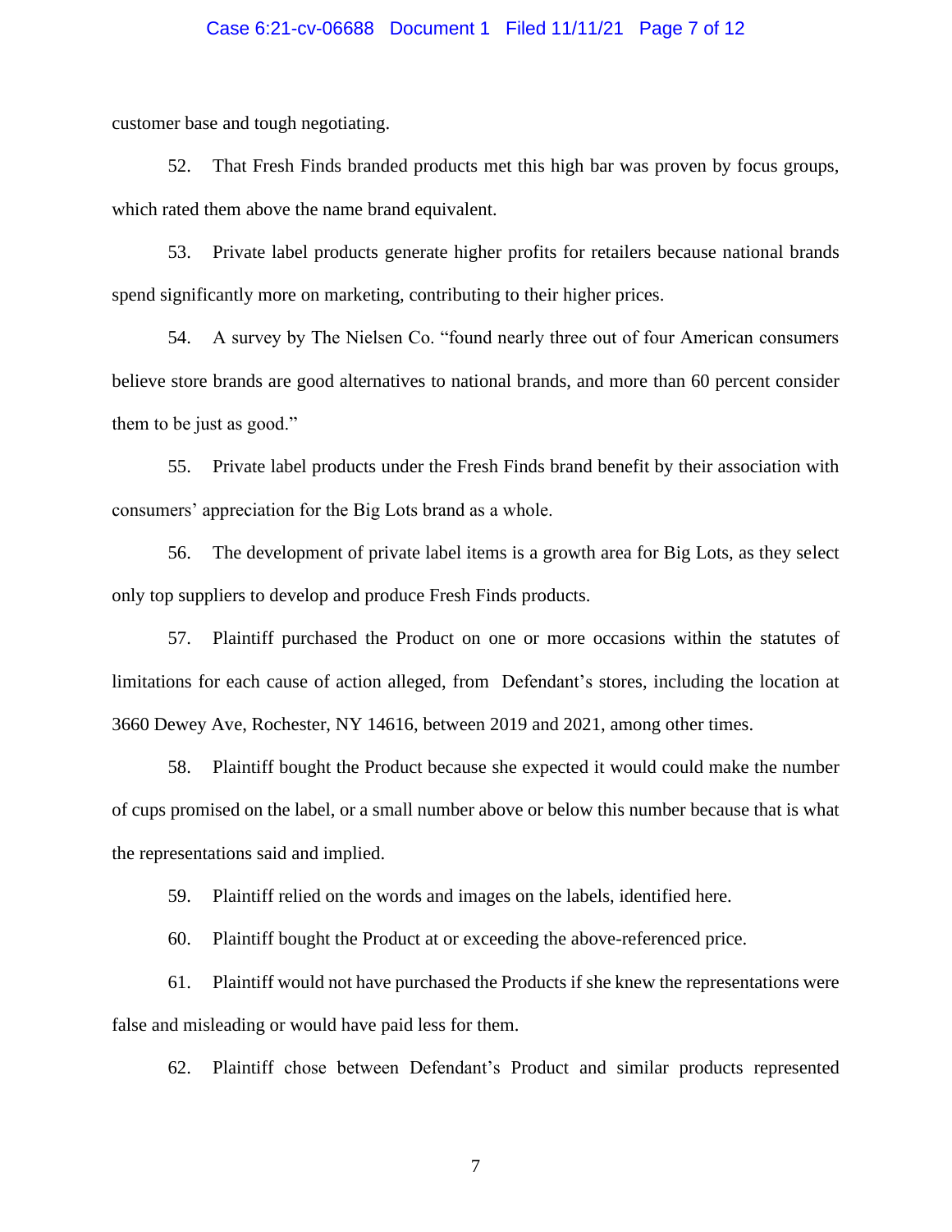customer base and tough negotiating.

52. That Fresh Finds branded products met this high bar was proven by focus groups, which rated them above the name brand equivalent.

53. Private label products generate higher profits for retailers because national brands spend significantly more on marketing, contributing to their higher prices.

54. A survey by The Nielsen Co. "found nearly three out of four American consumers believe store brands are good alternatives to national brands, and more than 60 percent consider them to be just as good."

55. Private label products under the Fresh Finds brand benefit by their association with consumers' appreciation for the Big Lots brand as a whole.

56. The development of private label items is a growth area for Big Lots, as they select only top suppliers to develop and produce Fresh Finds products.

57. Plaintiff purchased the Product on one or more occasions within the statutes of limitations for each cause of action alleged, from Defendant's stores, including the location at 3660 Dewey Ave, Rochester, NY 14616, between 2019 and 2021, among other times.

58. Plaintiff bought the Product because she expected it would could make the number of cups promised on the label, or a small number above or below this number because that is what the representations said and implied.

59. Plaintiff relied on the words and images on the labels, identified here.

60. Plaintiff bought the Product at or exceeding the above-referenced price.

61. Plaintiff would not have purchased the Products if she knew the representations were false and misleading or would have paid less for them.

62. Plaintiff chose between Defendant's Product and similar products represented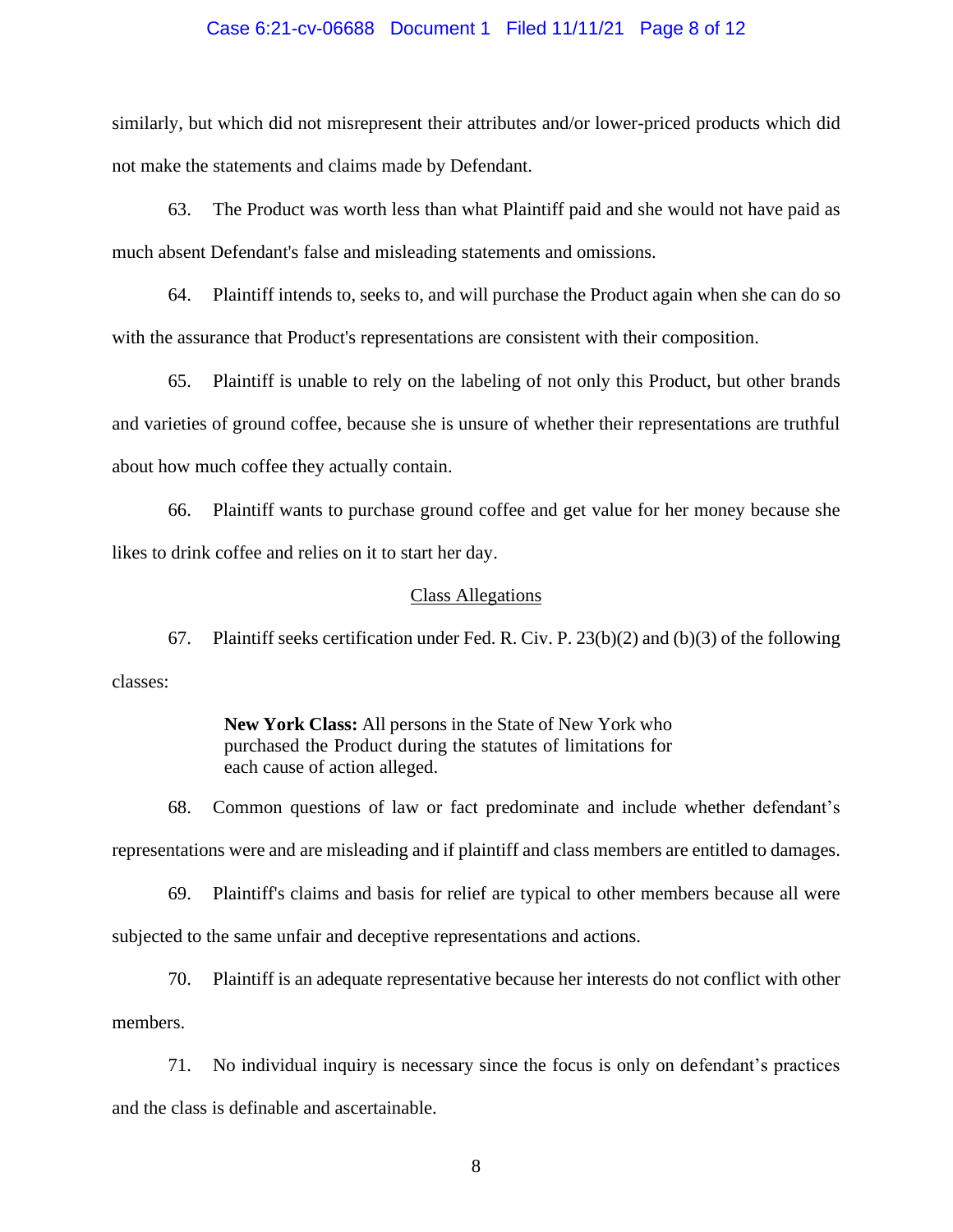similarly, but which did not misrepresent their attributes and/or lower-priced products which did not make the statements and claims made by Defendant.

63. The Product was worth less than what Plaintiff paid and she would not have paid as much absent Defendant's false and misleading statements and omissions.

64. Plaintiff intends to, seeks to, and will purchase the Product again when she can do so with the assurance that Product's representations are consistent with their composition.

65. Plaintiff is unable to rely on the labeling of not only this Product, but other brands and varieties of ground coffee, because she is unsure of whether their representations are truthful about how much coffee they actually contain.

66. Plaintiff wants to purchase ground coffee and get value for her money because she likes to drink coffee and relies on it to start her day.

## Class Allegations

67. Plaintiff seeks certification under Fed. R. Civ. P. 23(b)(2) and (b)(3) of the following classes:

> **New York Class:** All persons in the State of New York who purchased the Product during the statutes of limitations for each cause of action alleged.

68. Common questions of law or fact predominate and include whether defendant's representations were and are misleading and if plaintiff and class members are entitled to damages.

69. Plaintiff's claims and basis for relief are typical to other members because all were subjected to the same unfair and deceptive representations and actions.

70. Plaintiff is an adequate representative because her interests do not conflict with other members.

71. No individual inquiry is necessary since the focus is only on defendant's practices and the class is definable and ascertainable.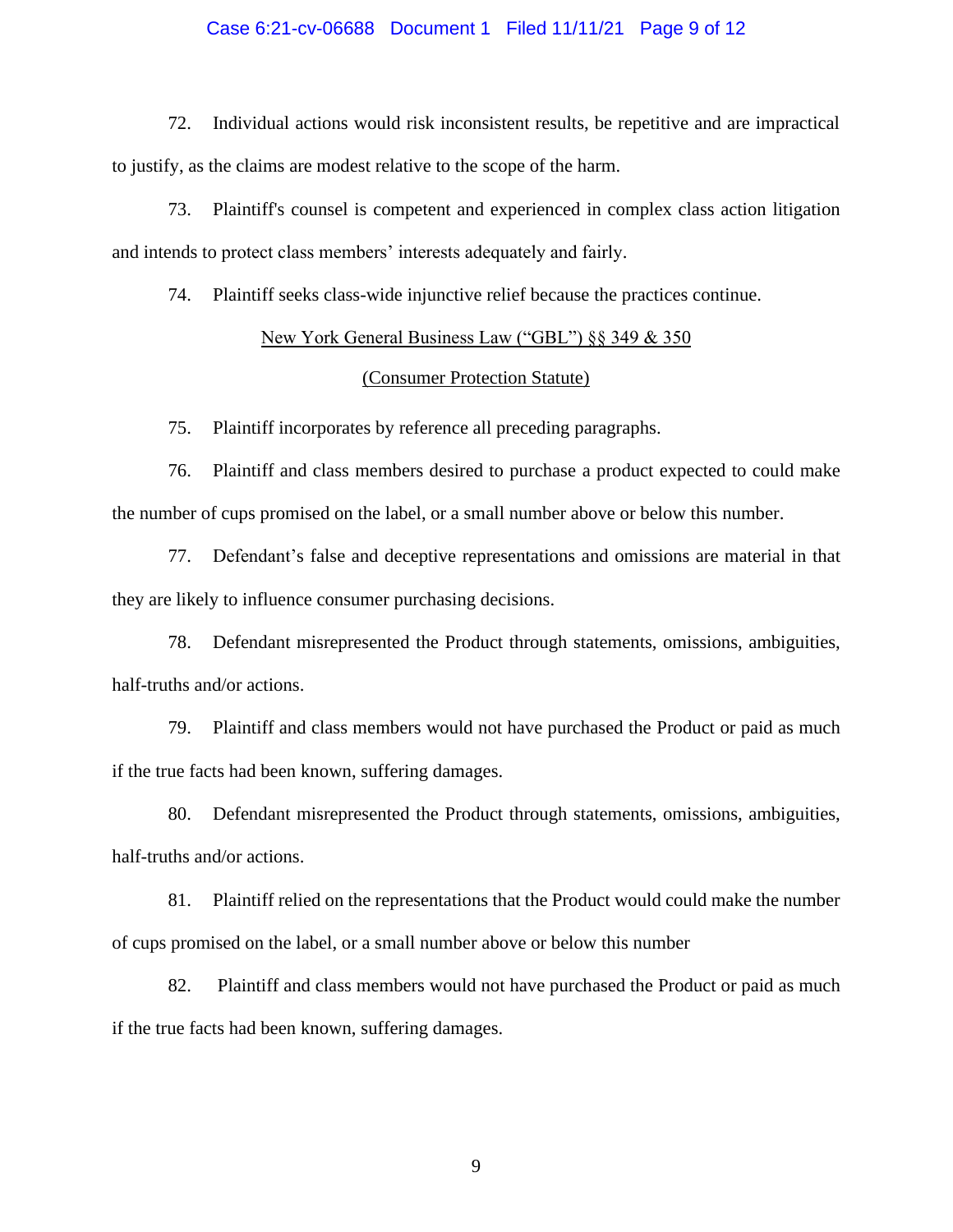72. Individual actions would risk inconsistent results, be repetitive and are impractical to justify, as the claims are modest relative to the scope of the harm.

73. Plaintiff's counsel is competent and experienced in complex class action litigation and intends to protect class members' interests adequately and fairly.

74. Plaintiff seeks class-wide injunctive relief because the practices continue.

<u>New York General Business Law ("GBL") §§ 349 & 350</u>

<u>(Consumer Protection Statute)</u>

75. Plaintiff incorporates by reference all preceding paragraphs.

76. Plaintiff and class members desired to purchase a product expected to could make the number of cups promised on the label, or a small number above or below this number.

77. Defendant's false and deceptive representations and omissions are material in that they are likely to influence consumer purchasing decisions.

78. Defendant misrepresented the Product through statements, omissions, ambiguities, half-truths and/or actions.

79. Plaintiff and class members would not have purchased the Product or paid as much if the true facts had been known, suffering damages.

80. Defendant misrepresented the Product through statements, omissions, ambiguities, half-truths and/or actions.

81. Plaintiff relied on the representations that the Product would could make the number of cups promised on the label, or a small number above or below this number

82. Plaintiff and class members would not have purchased the Product or paid as much if the true facts had been known, suffering damages.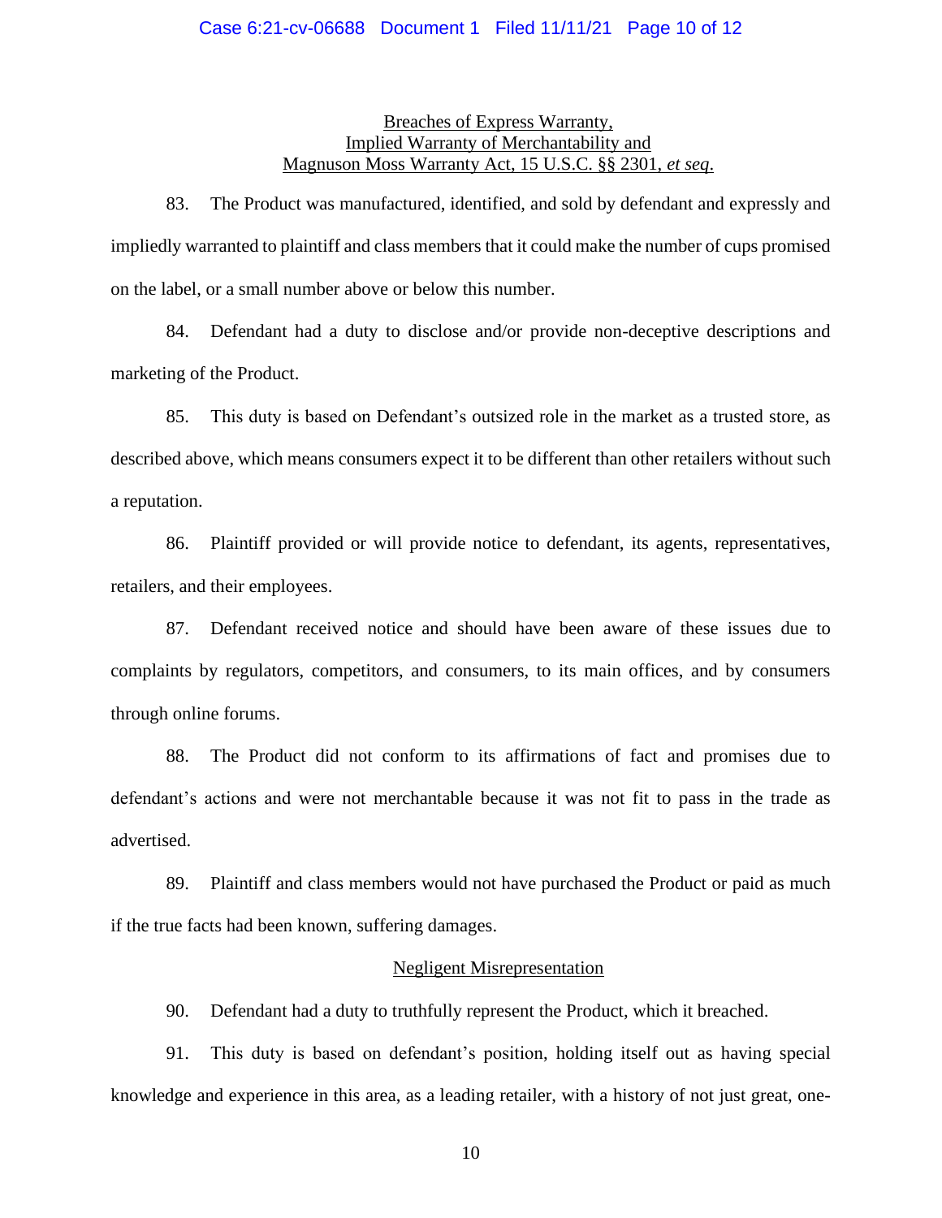<u>Breaches of Express Warranty,<br>Implied Warranty of Merchantability and<br>Magnuson Moss Warranty Act, 15 U.S.C. §§ 2301, *et seq*.</u>

83. The Product was manufactured, identified, and sold by defendant and expressly and impliedly warranted to plaintiff and class members that it could make the number of cups promised on the label, or a small number above or below this number.

84. Defendant had a duty to disclose and/or provide non-deceptive descriptions and marketing of the Product.

85. This duty is based on Defendant's outsized role in the market as a trusted store, as described above, which means consumers expect it to be different than other retailers without such a reputation.

86. Plaintiff provided or will provide notice to defendant, its agents, representatives, retailers, and their employees.

87. Defendant received notice and should have been aware of these issues due to complaints by regulators, competitors, and consumers, to its main offices, and by consumers through online forums.

88. The Product did not conform to its affirmations of fact and promises due to defendant's actions and were not merchantable because it was not fit to pass in the trade as advertised.

89. Plaintiff and class members would not have purchased the Product or paid as much if the true facts had been known, suffering damages.

<u>Negligent Misrepresentation</u>

90. Defendant had a duty to truthfully represent the Product, which it breached.

91. This duty is based on defendant's position, holding itself out as having special knowledge and experience in this area, as a leading retailer, with a history of not just great, one-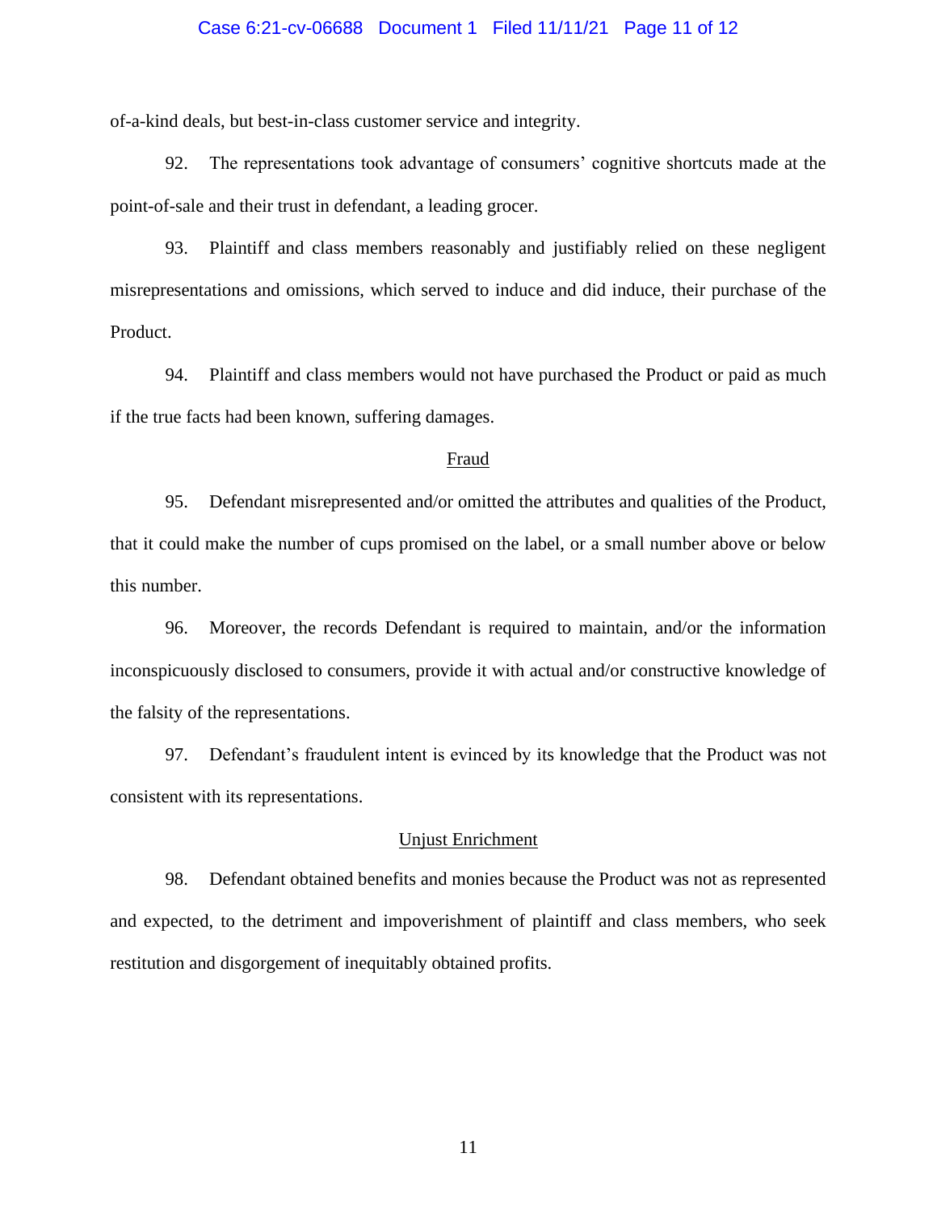of-a-kind deals, but best-in-class customer service and integrity.

92. The representations took advantage of consumers' cognitive shortcuts made at the point-of-sale and their trust in defendant, a leading grocer.

93. Plaintiff and class members reasonably and justifiably relied on these negligent misrepresentations and omissions, which served to induce and did induce, their purchase of the Product.

94. Plaintiff and class members would not have purchased the Product or paid as much if the true facts had been known, suffering damages.

<u>Fraud</u>

95. Defendant misrepresented and/or omitted the attributes and qualities of the Product, that it could make the number of cups promised on the label, or a small number above or below this number.

96. Moreover, the records Defendant is required to maintain, and/or the information inconspicuously disclosed to consumers, provide it with actual and/or constructive knowledge of the falsity of the representations.

97. Defendant's fraudulent intent is evinced by its knowledge that the Product was not consistent with its representations.

<u>Unjust Enrichment</u>

98. Defendant obtained benefits and monies because the Product was not as represented and expected, to the detriment and impoverishment of plaintiff and class members, who seek restitution and disgorgement of inequitably obtained profits.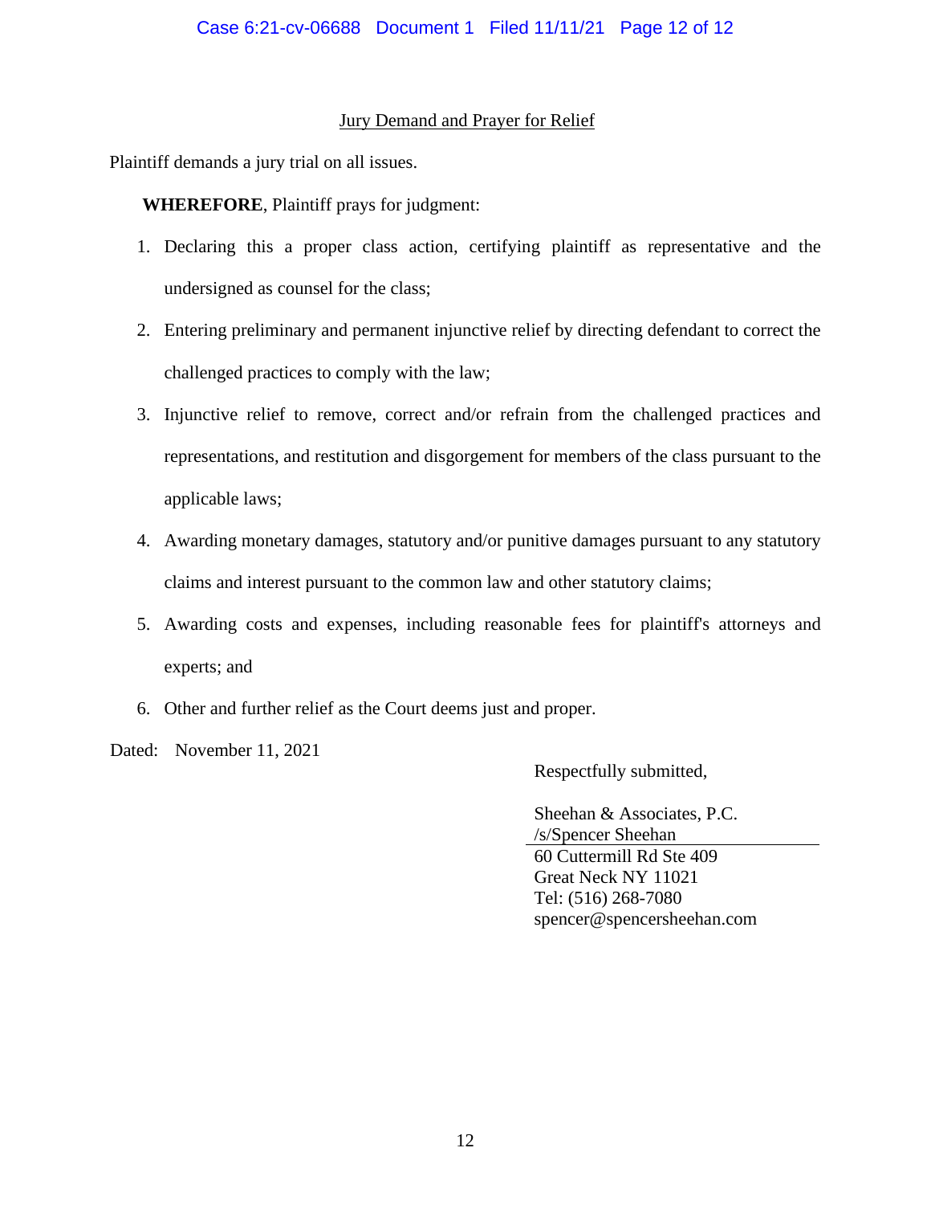## Jury Demand and Prayer for Relief

Plaintiff demands a jury trial on all issues.

**WHEREFORE**, Plaintiff prays for judgment:

1. Declaring this a proper class action, certifying plaintiff as representative and the undersigned as counsel for the class;
2. Entering preliminary and permanent injunctive relief by directing defendant to correct the challenged practices to comply with the law;
3. Injunctive relief to remove, correct and/or refrain from the challenged practices and representations, and restitution and disgorgement for members of the class pursuant to the applicable laws;
4. Awarding monetary damages, statutory and/or punitive damages pursuant to any statutory claims and interest pursuant to the common law and other statutory claims;
5. Awarding costs and expenses, including reasonable fees for plaintiff's attorneys and experts; and
6. Other and further relief as the Court deems just and proper.

Dated: November 11, 2021

Respectfully submitted,

Sheehan & Associates, P.C.
/s/Spencer Sheehan
60 Cuttermill Rd Ste 409
Great Neck NY 11021
Tel: (516) 268-7080
spencer@spencersheehan.com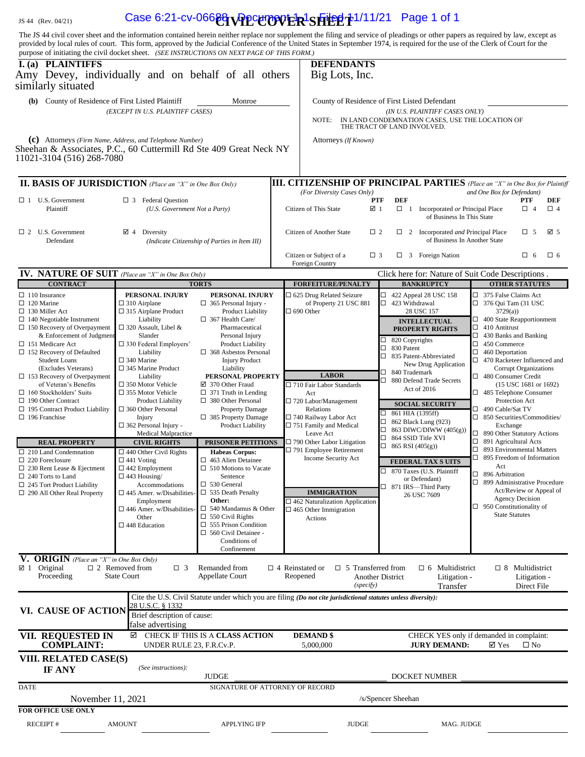JS 44 (Rev. 04/21)

# CIVIL COVER SHEET

The JS 44 civil cover sheet and the information contained herein neither replace nor supplement the filing and service of pleadings or other papers as required by law, except as provided by local rules of court. This form, approved by the Judicial Conference of the United States in September 1974, is required for the use of the Clerk of Court for the purpose of initiating the civil docket sheet. *(SEE INSTRUCTIONS ON NEXT PAGE OF THIS FORM.)*

## I. (a) PLAINTIFFS

Amy Devey, individually and on behalf of all others similarly situated

**DEFENDANTS**

Big Lots, Inc.

**(b)** County of Residence of First Listed Plaintiff: Monroe
*(EXCEPT IN U.S. PLAINTIFF CASES)*

County of Residence of First Listed Defendant:
*(IN U.S. PLAINTIFF CASES ONLY)*

NOTE: IN LAND CONDEMNATION CASES, USE THE LOCATION OF THE TRACT OF LAND INVOLVED.

**(c)** Attorneys *(Firm Name, Address, and Telephone Number)*
Sheehan & Associates, P.C., 60 Cuttermill Rd Ste 409 Great Neck NY 11021-3104 (516) 268-7080

Attorneys *(If Known)*

## II. BASIS OF JURISDICTION *(Place an "X" in One Box Only)*

- ☐ 1 U.S. Government Plaintiff
- ☐ 3 Federal Question (U.S. Government Not a Party)
- ☐ 2 U.S. Government Defendant
- ☑ 4 Diversity (Indicate Citizenship of Parties in Item III)

## III. CITIZENSHIP OF PRINCIPAL PARTIES *(Place an "X" in One Box for Plaintiff and One Box for Defendant)* *(For Diversity Cases Only)*

| | PTF | DEF | | PTF | DEF |
|---|---|---|---|---|---|
| Citizen of This State | ☑ 1 | ☐ 1 | Incorporated *or* Principal Place of Business In This State | ☐ 4 | ☐ 4 |
| Citizen of Another State | ☐ 2 | ☐ 2 | Incorporated *and* Principal Place of Business In Another State | ☐ 5 | ☑ 5 |
| Citizen or Subject of a Foreign Country | ☐ 3 | ☐ 3 | Foreign Nation | ☐ 6 | ☐ 6 |

## IV. NATURE OF SUIT *(Place an "X" in One Box Only)*

Click here for: Nature of Suit Code Descriptions.

**CONTRACT**
- ☐ 110 Insurance
- ☐ 120 Marine
- ☐ 130 Miller Act
- ☐ 140 Negotiable Instrument
- ☐ 150 Recovery of Overpayment & Enforcement of Judgment
- ☐ 151 Medicare Act
- ☐ 152 Recovery of Defaulted Student Loans (Excludes Veterans)
- ☐ 153 Recovery of Overpayment of Veteran's Benefits
- ☐ 160 Stockholders' Suits
- ☐ 190 Other Contract
- ☐ 195 Contract Product Liability
- ☐ 196 Franchise

**REAL PROPERTY**
- ☐ 210 Land Condemnation
- ☐ 220 Foreclosure
- ☐ 230 Rent Lease & Ejectment
- ☐ 240 Torts to Land
- ☐ 245 Tort Product Liability
- ☐ 290 All Other Real Property

**TORTS**

PERSONAL INJURY
- ☐ 310 Airplane
- ☐ 315 Airplane Product Liability
- ☐ 320 Assault, Libel & Slander
- ☐ 330 Federal Employers' Liability
- ☐ 340 Marine
- ☐ 345 Marine Product Liability
- ☐ 350 Motor Vehicle
- ☐ 355 Motor Vehicle Product Liability
- ☐ 360 Other Personal Injury
- ☐ 362 Personal Injury - Medical Malpractice

PERSONAL INJURY
- ☐ 365 Personal Injury - Product Liability
- ☐ 367 Health Care/ Pharmaceutical Personal Injury Product Liability
- ☐ 368 Asbestos Personal Injury Product Liability

PERSONAL PROPERTY
- ☑ 370 Other Fraud
- ☐ 371 Truth in Lending
- ☐ 380 Other Personal Property Damage
- ☐ 385 Property Damage Product Liability

**CIVIL RIGHTS**
- ☐ 440 Other Civil Rights
- ☐ 441 Voting
- ☐ 442 Employment
- ☐ 443 Housing/ Accommodations
- ☐ 445 Amer. w/Disabilities- Employment
- ☐ 446 Amer. w/Disabilities- Other
- ☐ 448 Education

**PRISONER PETITIONS**

Habeas Corpus:
- ☐ 463 Alien Detainee
- ☐ 510 Motions to Vacate Sentence
- ☐ 530 General
- ☐ 535 Death Penalty

Other:
- ☐ 540 Mandamus & Other
- ☐ 550 Civil Rights
- ☐ 555 Prison Condition
- ☐ 560 Civil Detainee - Conditions of Confinement

**FORFEITURE/PENALTY**
- ☐ 625 Drug Related Seizure of Property 21 USC 881
- ☐ 690 Other

**LABOR**
- ☐ 710 Fair Labor Standards Act
- ☐ 720 Labor/Management Relations
- ☐ 740 Railway Labor Act
- ☐ 751 Family and Medical Leave Act
- ☐ 790 Other Labor Litigation
- ☐ 791 Employee Retirement Income Security Act

**IMMIGRATION**
- ☐ 462 Naturalization Application
- ☐ 465 Other Immigration Actions

**BANKRUPTCY**
- ☐ 422 Appeal 28 USC 158
- ☐ 423 Withdrawal 28 USC 157

**INTELLECTUAL PROPERTY RIGHTS**
- ☐ 820 Copyrights
- ☐ 830 Patent
- ☐ 835 Patent-Abbreviated New Drug Application
- ☐ 840 Trademark
- ☐ 880 Defend Trade Secrets Act of 2016

**SOCIAL SECURITY**
- ☐ 861 HIA (1395ff)
- ☐ 862 Black Lung (923)
- ☐ 863 DIWC/DIWW (405(g))
- ☐ 864 SSID Title XVI
- ☐ 865 RSI (405(g))

**FEDERAL TAX SUITS**
- ☐ 870 Taxes (U.S. Plaintiff or Defendant)
- ☐ 871 IRS—Third Party 26 USC 7609

**OTHER STATUTES**
- ☐ 375 False Claims Act
- ☐ 376 Qui Tam (31 USC 3729(a))
- ☐ 400 State Reapportionment
- ☐ 410 Antitrust
- ☐ 430 Banks and Banking
- ☐ 450 Commerce
- ☐ 460 Deportation
- ☐ 470 Racketeer Influenced and Corrupt Organizations
- ☐ 480 Consumer Credit (15 USC 1681 or 1692)
- ☐ 485 Telephone Consumer Protection Act
- ☐ 490 Cable/Sat TV
- ☐ 850 Securities/Commodities/ Exchange
- ☐ 890 Other Statutory Actions
- ☐ 891 Agricultural Acts
- ☐ 893 Environmental Matters
- ☐ 895 Freedom of Information Act
- ☐ 896 Arbitration
- ☐ 899 Administrative Procedure Act/Review or Appeal of Agency Decision
- ☐ 950 Constitutionality of State Statutes

## V. ORIGIN *(Place an "X" in One Box Only)*

- ☑ 1 Original Proceeding
- ☐ 2 Removed from State Court
- ☐ 3 Remanded from Appellate Court
- ☐ 4 Reinstated or Reopened
- ☐ 5 Transferred from Another District *(specify)*
- ☐ 6 Multidistrict Litigation - Transfer
- ☐ 8 Multidistrict Litigation - Direct File

## VI. CAUSE OF ACTION

Cite the U.S. Civil Statute under which you are filing *(Do not cite jurisdictional statutes unless diversity)*:
28 U.S.C. § 1332

Brief description of cause:
false advertising

## VII. REQUESTED IN COMPLAINT:

☑ CHECK IF THIS IS A **CLASS ACTION** UNDER RULE 23, F.R.Cv.P.

**DEMAND $** 5,000,000

CHECK YES only if demanded in complaint:
**JURY DEMAND:** ☑ Yes ☐ No

## VIII. RELATED CASE(S) IF ANY

*(See instructions):*

JUDGE ______ DOCKET NUMBER ______

DATE: November 11, 2021

SIGNATURE OF ATTORNEY OF RECORD: /s/Spencer Sheehan

**FOR OFFICE USE ONLY**

RECEIPT # ______ AMOUNT ______ APPLYING IFP ______ JUDGE ______ MAG. JUDGE ______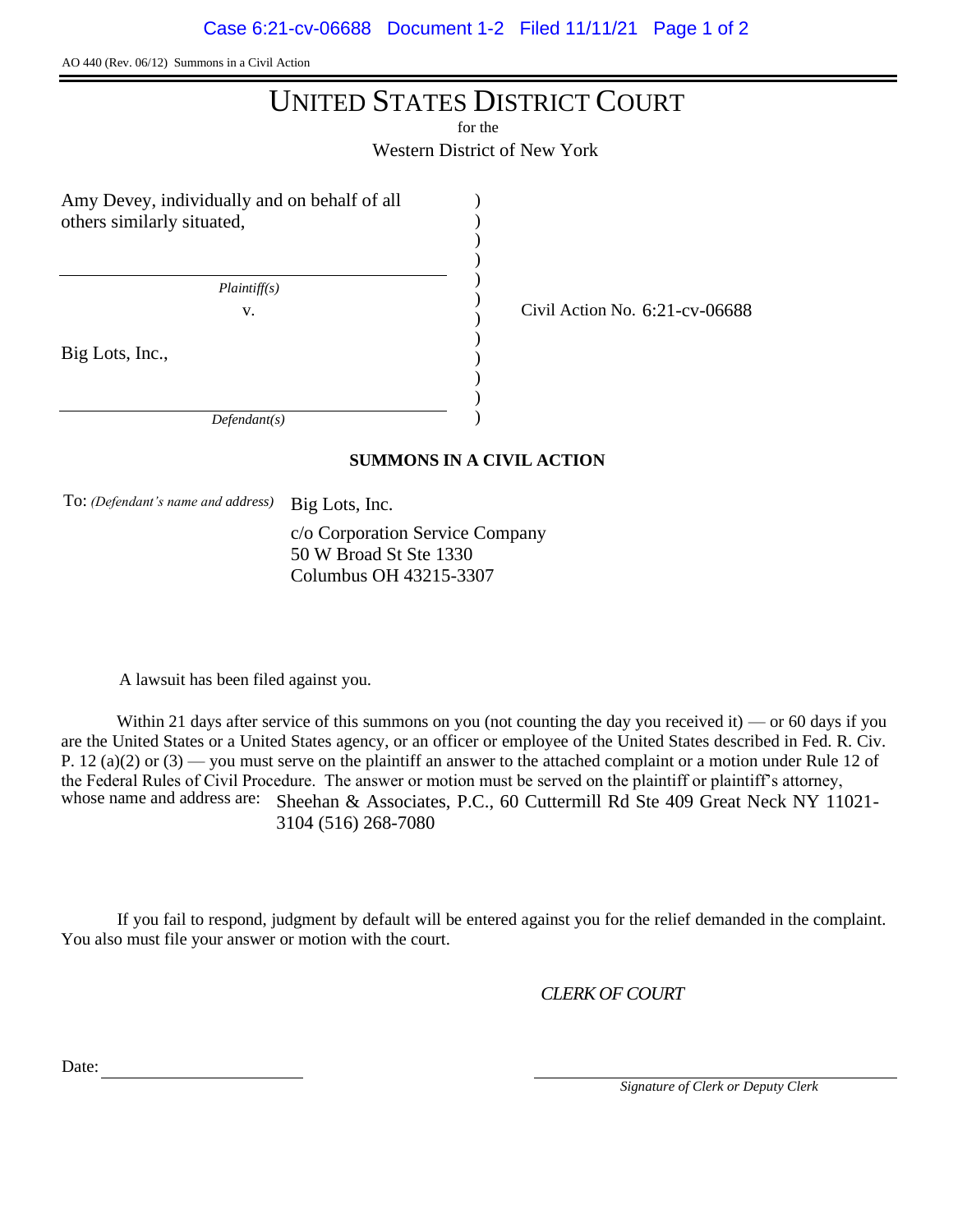AO 440 (Rev. 06/12) Summons in a Civil Action

# UNITED STATES DISTRICT COURT

for the

Western District of New York

Amy Devey, individually and on behalf of all others similarly situated,

*Plaintiff(s)*

v.

Big Lots, Inc.,

*Defendant(s)*

Civil Action No. 6:21-cv-06688

## SUMMONS IN A CIVIL ACTION

To: *(Defendant's name and address)* Big Lots, Inc.
c/o Corporation Service Company
50 W Broad St Ste 1330
Columbus OH 43215-3307

A lawsuit has been filed against you.

Within 21 days after service of this summons on you (not counting the day you received it) — or 60 days if you are the United States or a United States agency, or an officer or employee of the United States described in Fed. R. Civ. P. 12 (a)(2) or (3) — you must serve on the plaintiff an answer to the attached complaint or a motion under Rule 12 of the Federal Rules of Civil Procedure. The answer or motion must be served on the plaintiff or plaintiff's attorney, whose name and address are: Sheehan & Associates, P.C., 60 Cuttermill Rd Ste 409 Great Neck NY 11021-3104 (516) 268-7080

If you fail to respond, judgment by default will be entered against you for the relief demanded in the complaint. You also must file your answer or motion with the court.

*CLERK OF COURT*

Date: ____________________

____________________
*Signature of Clerk or Deputy Clerk*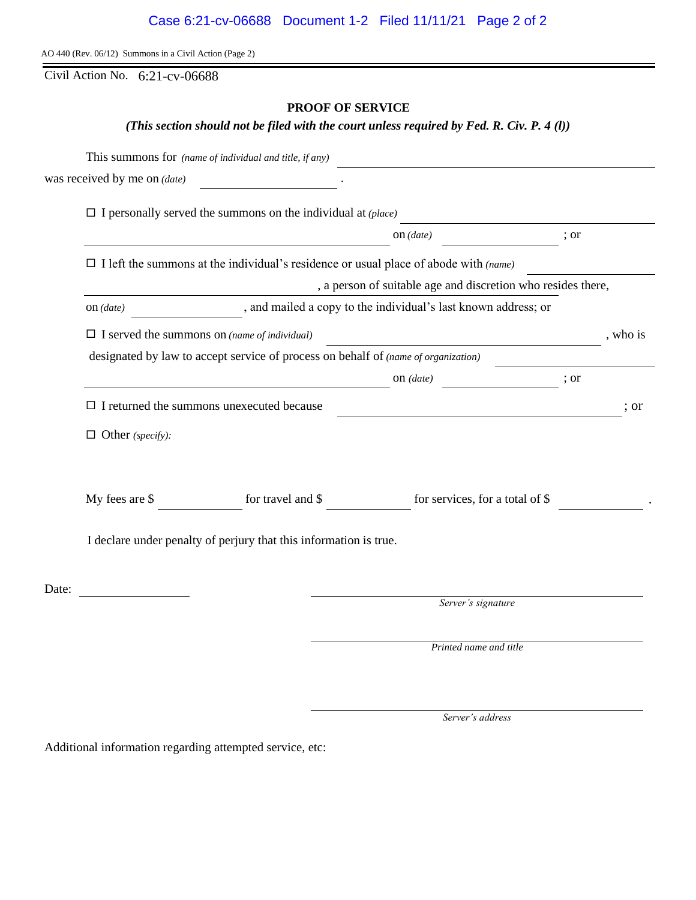AO 440 (Rev. 06/12) Summons in a Civil Action (Page 2)

Civil Action No. 6:21-cv-06688

## PROOF OF SERVICE

***(This section should not be filed with the court unless required by Fed. R. Civ. P. 4 (l))***

This summons for *(name of individual and title, if any)* ______________________________

was received by me on *(date)* ______________ .

☐ I personally served the summons on the individual at *(place)* ______________________________ on *(date)* ______________ ; or

☐ I left the summons at the individual's residence or usual place of abode with *(name)* ______________________________ , a person of suitable age and discretion who resides there, on *(date)* ______________ , and mailed a copy to the individual's last known address; or

☐ I served the summons on *(name of individual)* ______________________________ , who is designated by law to accept service of process on behalf of *(name of organization)* ______________________________ on *(date)* ______________ ; or

☐ I returned the summons unexecuted because ______________________________ ; or

☐ Other *(specify)*:

My fees are $ __________ for travel and $ __________ for services, for a total of $ __________ .

I declare under penalty of perjury that this information is true.

Date: ______________

______________________________
*Server's signature*

______________________________
*Printed name and title*

______________________________
*Server's address*

Additional information regarding attempted service, etc: